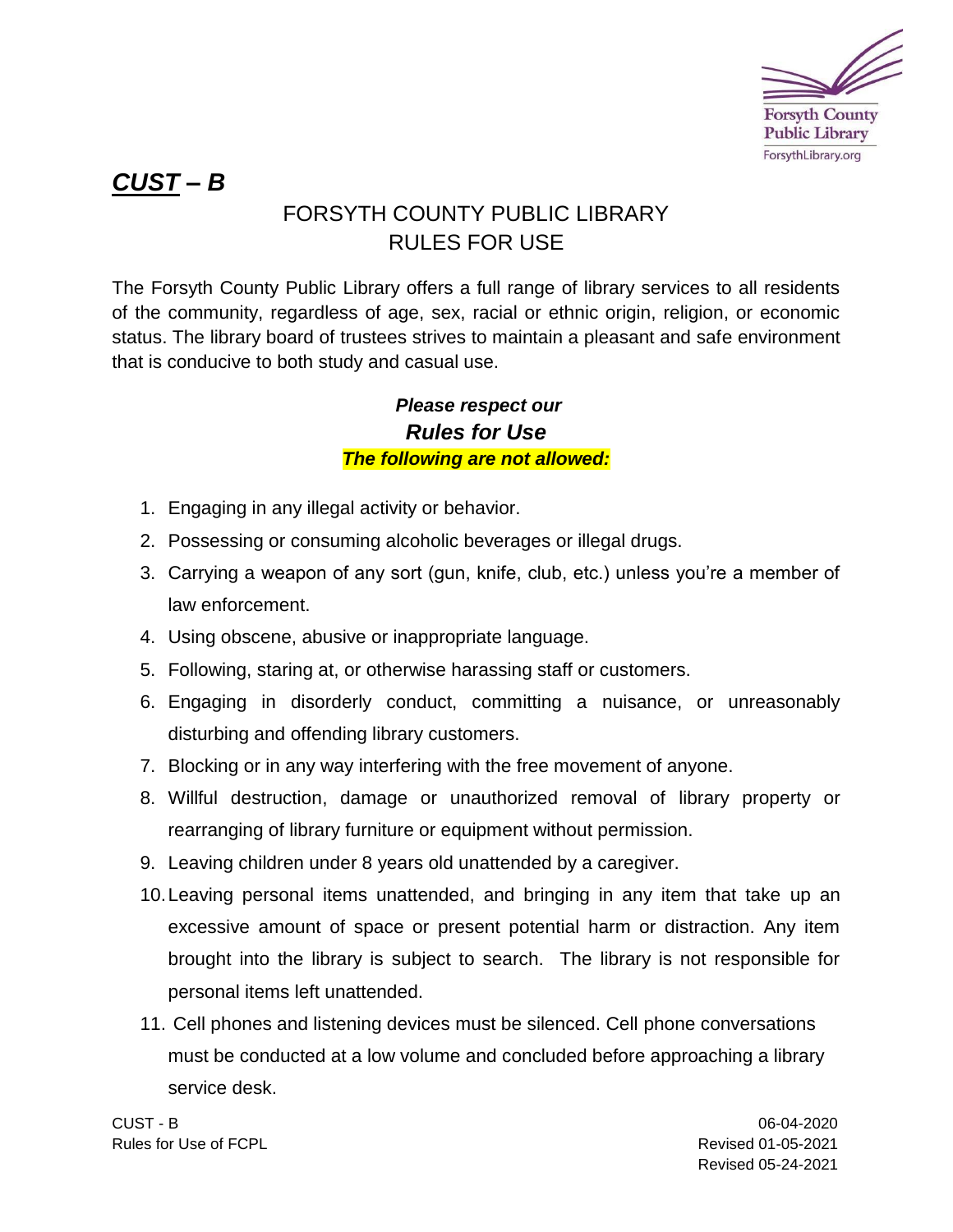***CUST – B***

# FORSYTH COUNTY PUBLIC LIBRARY
# RULES FOR USE

The Forsyth County Public Library offers a full range of library services to all residents of the community, regardless of age, sex, racial or ethnic origin, religion, or economic status. The library board of trustees strives to maintain a pleasant and safe environment that is conducive to both study and casual use.

***Please respect our***
***Rules for Use***
***The following are not allowed:***

1. Engaging in any illegal activity or behavior.
2. Possessing or consuming alcoholic beverages or illegal drugs.
3. Carrying a weapon of any sort (gun, knife, club, etc.) unless you're a member of law enforcement.
4. Using obscene, abusive or inappropriate language.
5. Following, staring at, or otherwise harassing staff or customers.
6. Engaging in disorderly conduct, committing a nuisance, or unreasonably disturbing and offending library customers.
7. Blocking or in any way interfering with the free movement of anyone.
8. Willful destruction, damage or unauthorized removal of library property or rearranging of library furniture or equipment without permission.
9. Leaving children under 8 years old unattended by a caregiver.
10. Leaving personal items unattended, and bringing in any item that take up an excessive amount of space or present potential harm or distraction. Any item brought into the library is subject to search. The library is not responsible for personal items left unattended.
11. Cell phones and listening devices must be silenced. Cell phone conversations must be conducted at a low volume and concluded before approaching a library service desk.

CUST - B
Rules for Use of FCPL

06-04-2020
Revised 01-05-2021
Revised 05-24-2021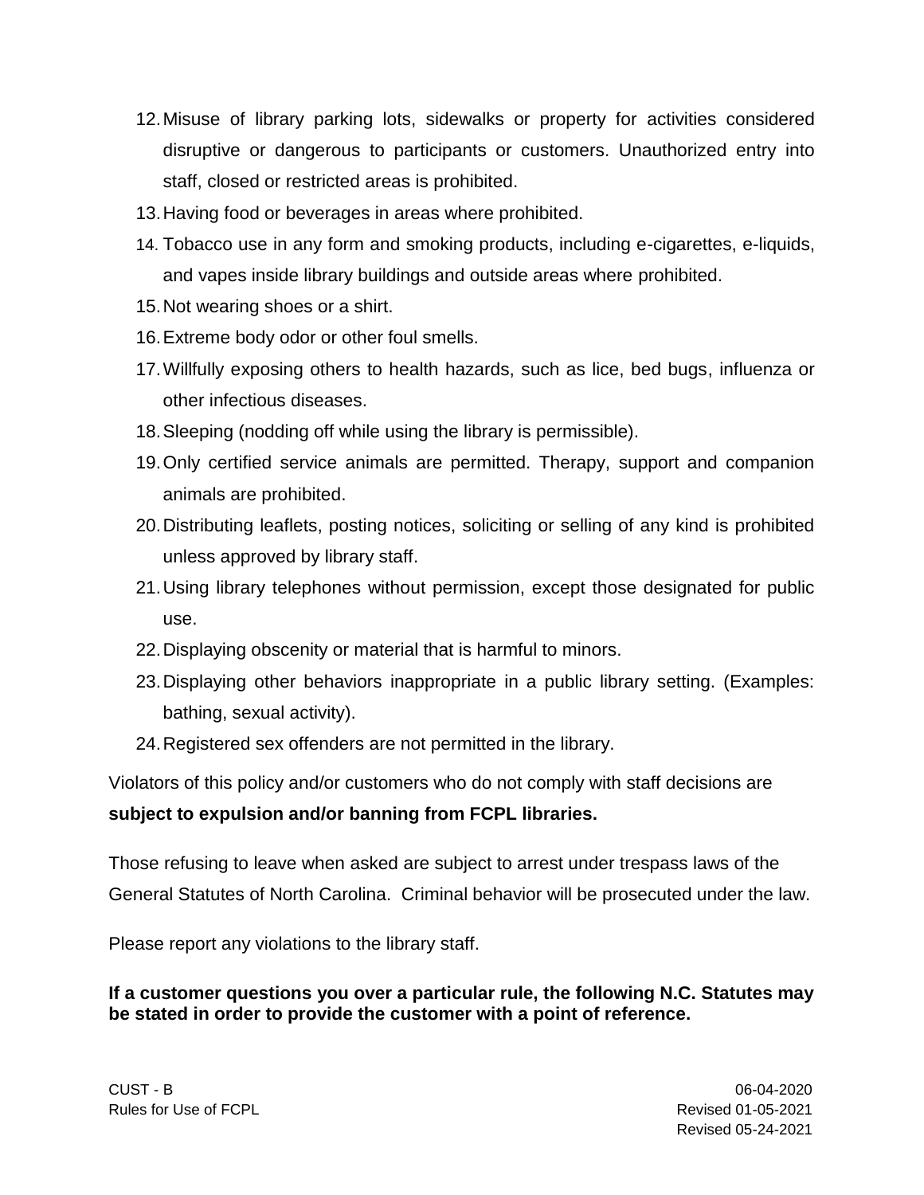12. Misuse of library parking lots, sidewalks or property for activities considered disruptive or dangerous to participants or customers. Unauthorized entry into staff, closed or restricted areas is prohibited.
13. Having food or beverages in areas where prohibited.
14. Tobacco use in any form and smoking products, including e-cigarettes, e-liquids, and vapes inside library buildings and outside areas where prohibited.
15. Not wearing shoes or a shirt.
16. Extreme body odor or other foul smells.
17. Willfully exposing others to health hazards, such as lice, bed bugs, influenza or other infectious diseases.
18. Sleeping (nodding off while using the library is permissible).
19. Only certified service animals are permitted. Therapy, support and companion animals are prohibited.
20. Distributing leaflets, posting notices, soliciting or selling of any kind is prohibited unless approved by library staff.
21. Using library telephones without permission, except those designated for public use.
22. Displaying obscenity or material that is harmful to minors.
23. Displaying other behaviors inappropriate in a public library setting. (Examples: bathing, sexual activity).
24. Registered sex offenders are not permitted in the library.

Violators of this policy and/or customers who do not comply with staff decisions are **subject to expulsion and/or banning from FCPL libraries.**

Those refusing to leave when asked are subject to arrest under trespass laws of the General Statutes of North Carolina. Criminal behavior will be prosecuted under the law.

Please report any violations to the library staff.

**If a customer questions you over a particular rule, the following N.C. Statutes may be stated in order to provide the customer with a point of reference.**

CUST - B
Rules for Use of FCPL

06-04-2020
Revised 01-05-2021
Revised 05-24-2021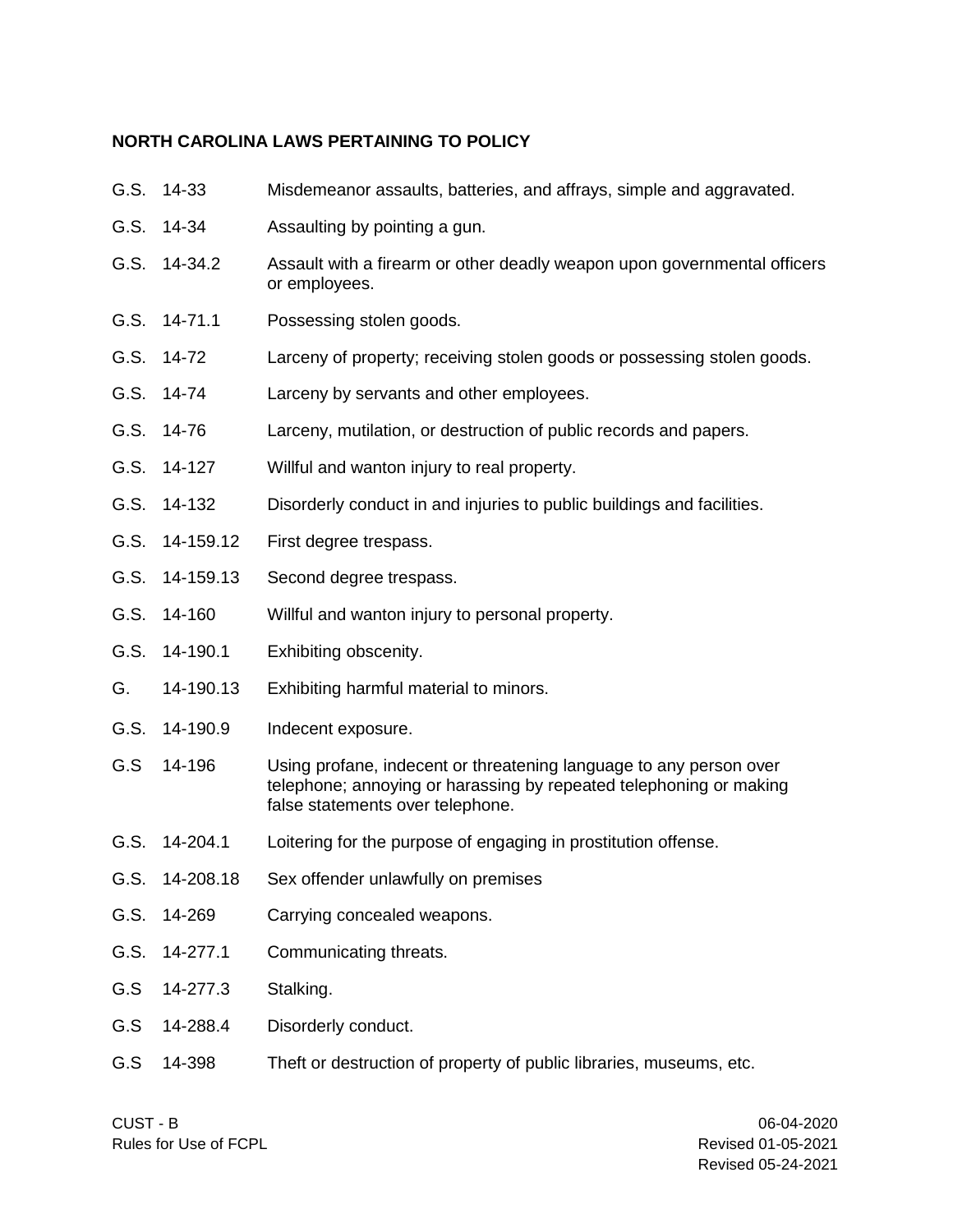**NORTH CAROLINA LAWS PERTAINING TO POLICY**

| | | |
|---|---|---|
| G.S. | 14-33 | Misdemeanor assaults, batteries, and affrays, simple and aggravated. |
| G.S. | 14-34 | Assaulting by pointing a gun. |
| G.S. | 14-34.2 | Assault with a firearm or other deadly weapon upon governmental officers or employees. |
| G.S. | 14-71.1 | Possessing stolen goods. |
| G.S. | 14-72 | Larceny of property; receiving stolen goods or possessing stolen goods. |
| G.S. | 14-74 | Larceny by servants and other employees. |
| G.S. | 14-76 | Larceny, mutilation, or destruction of public records and papers. |
| G.S. | 14-127 | Willful and wanton injury to real property. |
| G.S. | 14-132 | Disorderly conduct in and injuries to public buildings and facilities. |
| G.S. | 14-159.12 | First degree trespass. |
| G.S. | 14-159.13 | Second degree trespass. |
| G.S. | 14-160 | Willful and wanton injury to personal property. |
| G.S. | 14-190.1 | Exhibiting obscenity. |
| G. | 14-190.13 | Exhibiting harmful material to minors. |
| G.S. | 14-190.9 | Indecent exposure. |
| G.S | 14-196 | Using profane, indecent or threatening language to any person over telephone; annoying or harassing by repeated telephoning or making false statements over telephone. |
| G.S. | 14-204.1 | Loitering for the purpose of engaging in prostitution offense. |
| G.S. | 14-208.18 | Sex offender unlawfully on premises |
| G.S. | 14-269 | Carrying concealed weapons. |
| G.S. | 14-277.1 | Communicating threats. |
| G.S | 14-277.3 | Stalking. |
| G.S | 14-288.4 | Disorderly conduct. |
| G.S | 14-398 | Theft or destruction of property of public libraries, museums, etc. |

CUST - B
Rules for Use of FCPL

06-04-2020
Revised 01-05-2021
Revised 05-24-2021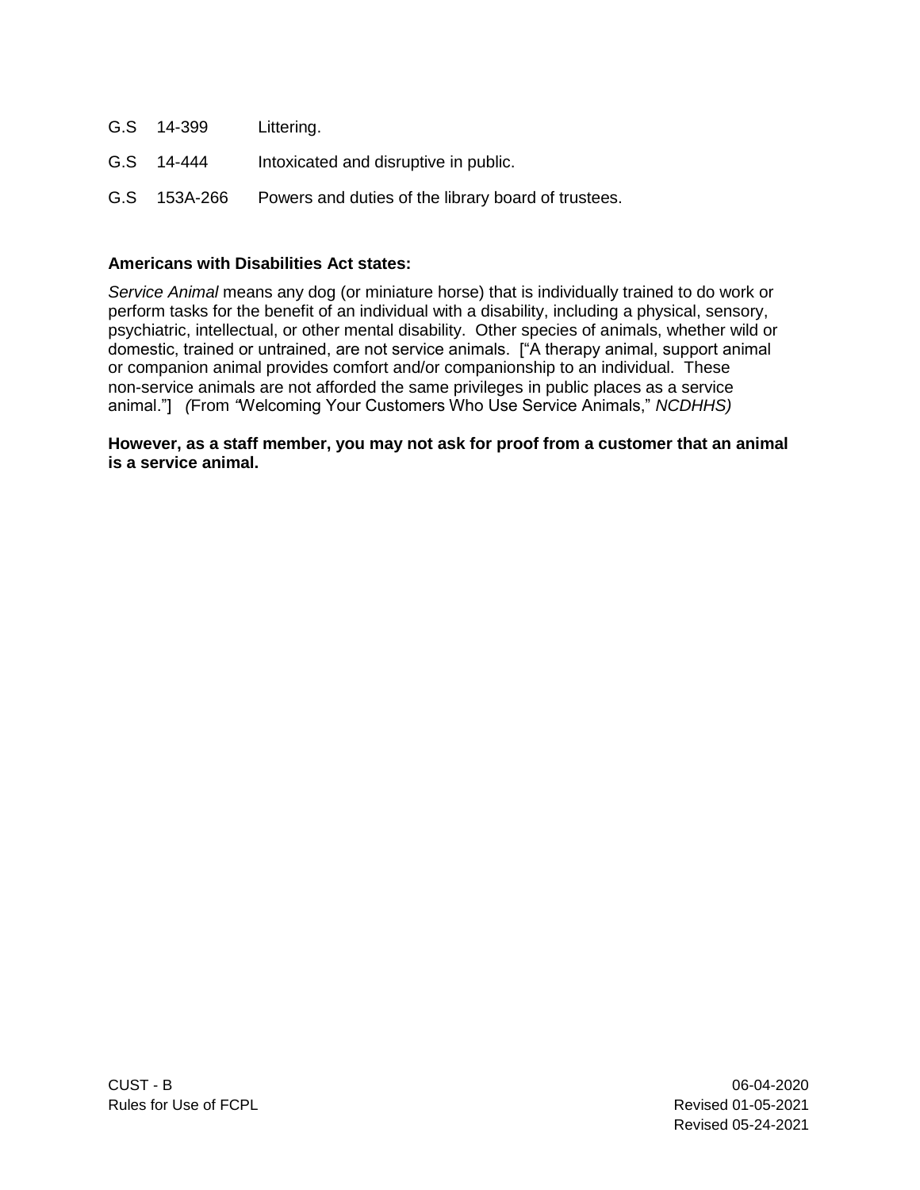| | | |
|---|---|---|
| G.S | 14-399 | Littering. |
| G.S | 14-444 | Intoxicated and disruptive in public. |
| G.S | 153A-266 | Powers and duties of the library board of trustees. |

**Americans with Disabilities Act states:**

*Service Animal* means any dog (or miniature horse) that is individually trained to do work or perform tasks for the benefit of an individual with a disability, including a physical, sensory, psychiatric, intellectual, or other mental disability. Other species of animals, whether wild or domestic, trained or untrained, are not service animals. ["A therapy animal, support animal or companion animal provides comfort and/or companionship to an individual. These non-service animals are not afforded the same privileges in public places as a service animal."] *(*From *"*Welcoming Your Customers Who Use Service Animals," *NCDHHS)*

**However, as a staff member, you may not ask for proof from a customer that an animal is a service animal.**

CUST - B
Rules for Use of FCPL

06-04-2020
Revised 01-05-2021
Revised 05-24-2021